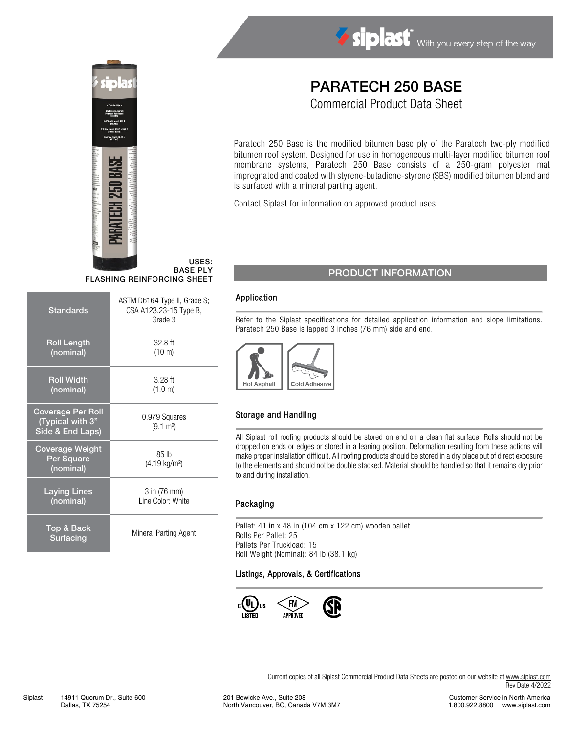siplast® With you every step of the way

# PARATECH 250 BASE

Commercial Product Data Sheet

Paratech 250 Base is the modified bitumen base ply of the Paratech two-ply modified bitumen roof system. Designed for use in homogeneous multi-layer modified bitumen roof membrane systems, Paratech 250 Base consists of a 250-gram polyester mat impregnated and coated with styrene-butadiene-styrene (SBS) modified bitumen blend and is surfaced with a mineral parting agent.

Contact Siplast for information on approved product uses.

**USES:**
**BASE PLY**
**FLASHING REINFORCING SHEET**

| | |
|---|---|
| Standards | ASTM D6164 Type II, Grade S; CSA A123.23-15 Type B, Grade 3 |
| Roll Length (nominal) | 32.8 ft (10 m) |
| Roll Width (nominal) | 3.28 ft (1.0 m) |
| Coverage Per Roll (Typical with 3" Side & End Laps) | 0.979 Squares (9.1 m²) |
| Coverage Weight Per Square (nominal) | 85 lb (4.19 kg/m²) |
| Laying Lines (nominal) | 3 in (76 mm) Line Color: White |
| Top & Back Surfacing | Mineral Parting Agent |

## PRODUCT INFORMATION

### Application

Refer to the Siplast specifications for detailed application information and slope limitations. Paratech 250 Base is lapped 3 inches (76 mm) side and end.

Hot Asphalt | Cold Adhesive

### Storage and Handling

All Siplast roll roofing products should be stored on end on a clean flat surface. Rolls should not be dropped on ends or edges or stored in a leaning position. Deformation resulting from these actions will make proper installation difficult. All roofing products should be stored in a dry place out of direct exposure to the elements and should not be double stacked. Material should be handled so that it remains dry prior to and during installation.

### Packaging

Pallet: 41 in x 48 in (104 cm x 122 cm) wooden pallet
Rolls Per Pallet: 25
Pallets Per Truckload: 15
Roll Weight (Nominal): 84 lb (38.1 kg)

### Listings, Approvals, & Certifications

c UL us LISTED | FM APPROVED | SP

Current copies of all Siplast Commercial Product Data Sheets are posted on our website at www.siplast.com
Rev Date 4/2022

Siplast 14911 Quorum Dr., Suite 600, Dallas, TX 75254 | 201 Bewicke Ave., Suite 208, North Vancouver, BC, Canada V7M 3M7 | Customer Service in North America 1.800.922.8800 www.siplast.com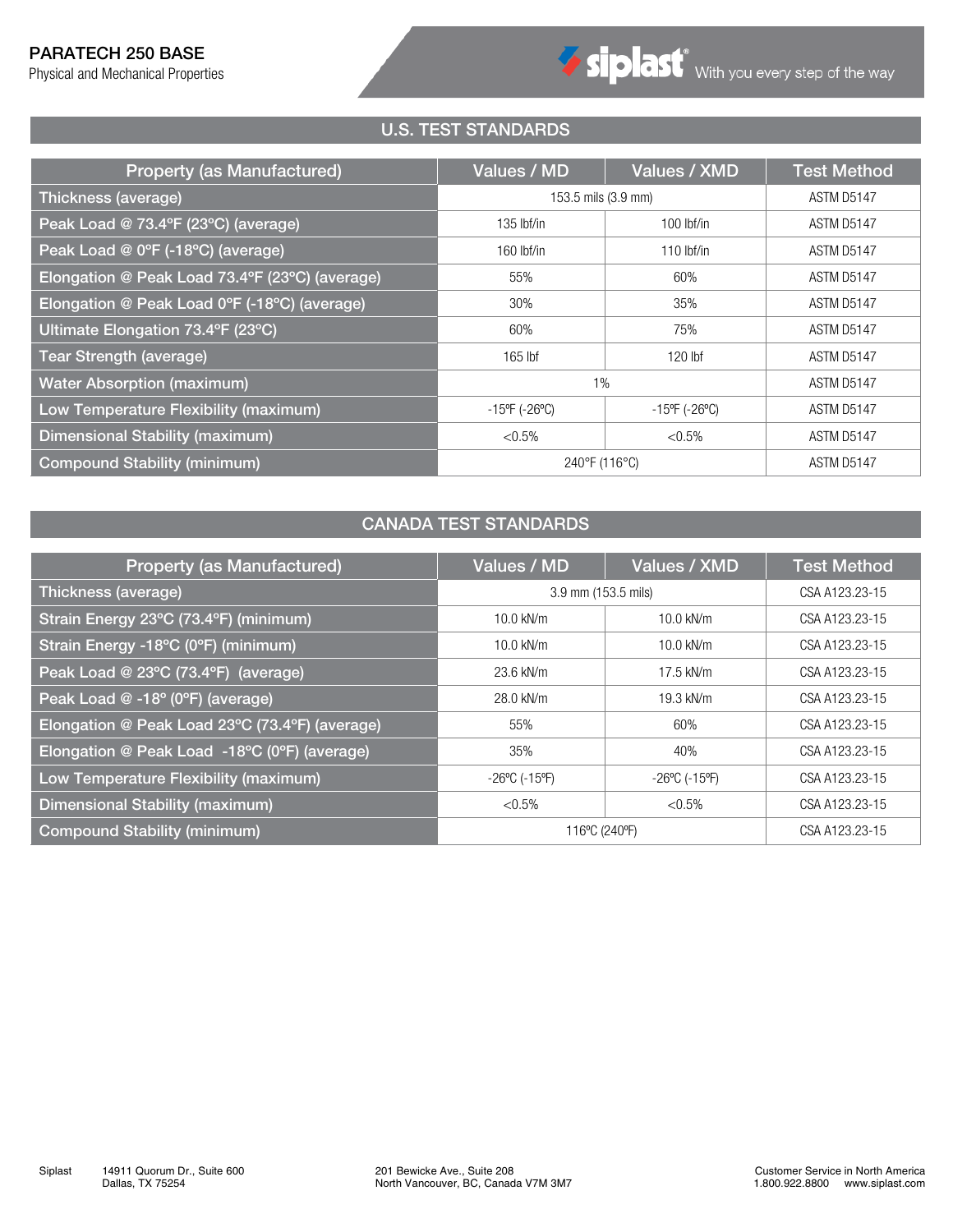# PARATECH 250 BASE

Physical and Mechanical Properties

## U.S. TEST STANDARDS

| Property (as Manufactured) | Values / MD | Values / XMD | Test Method |
|---|---|---|---|
| Thickness (average) | 153.5 mils (3.9 mm) | | ASTM D5147 |
| Peak Load @ 73.4°F (23°C) (average) | 135 lbf/in | 100 lbf/in | ASTM D5147 |
| Peak Load @ 0°F (-18°C) (average) | 160 lbf/in | 110 lbf/in | ASTM D5147 |
| Elongation @ Peak Load 73.4°F (23°C) (average) | 55% | 60% | ASTM D5147 |
| Elongation @ Peak Load 0°F (-18°C) (average) | 30% | 35% | ASTM D5147 |
| Ultimate Elongation 73.4°F (23°C) | 60% | 75% | ASTM D5147 |
| Tear Strength (average) | 165 lbf | 120 lbf | ASTM D5147 |
| Water Absorption (maximum) | 1% | | ASTM D5147 |
| Low Temperature Flexibility (maximum) | -15ºF (-26ºC) | -15ºF (-26ºC) | ASTM D5147 |
| Dimensional Stability (maximum) | <0.5% | <0.5% | ASTM D5147 |
| Compound Stability (minimum) | 240°F (116°C) | | ASTM D5147 |

## CANADA TEST STANDARDS

| Property (as Manufactured) | Values / MD | Values / XMD | Test Method |
|---|---|---|---|
| Thickness (average) | 3.9 mm (153.5 mils) | | CSA A123.23-15 |
| Strain Energy 23°C (73.4°F) (minimum) | 10.0 kN/m | 10.0 kN/m | CSA A123.23-15 |
| Strain Energy -18°C (0°F) (minimum) | 10.0 kN/m | 10.0 kN/m | CSA A123.23-15 |
| Peak Load @ 23°C (73.4°F) (average) | 23.6 kN/m | 17.5 kN/m | CSA A123.23-15 |
| Peak Load @ -18° (0°F) (average) | 28.0 kN/m | 19.3 kN/m | CSA A123.23-15 |
| Elongation @ Peak Load 23°C (73.4°F) (average) | 55% | 60% | CSA A123.23-15 |
| Elongation @ Peak Load -18°C (0°F) (average) | 35% | 40% | CSA A123.23-15 |
| Low Temperature Flexibility (maximum) | -26ºC (-15ºF) | -26ºC (-15ºF) | CSA A123.23-15 |
| Dimensional Stability (maximum) | <0.5% | <0.5% | CSA A123.23-15 |
| Compound Stability (minimum) | 116ºC (240ºF) | | CSA A123.23-15 |

Siplast 14911 Quorum Dr., Suite 600
Dallas, TX 75254

201 Bewicke Ave., Suite 208
North Vancouver, BC, Canada V7M 3M7

Customer Service in North America
1.800.922.8800 www.siplast.com